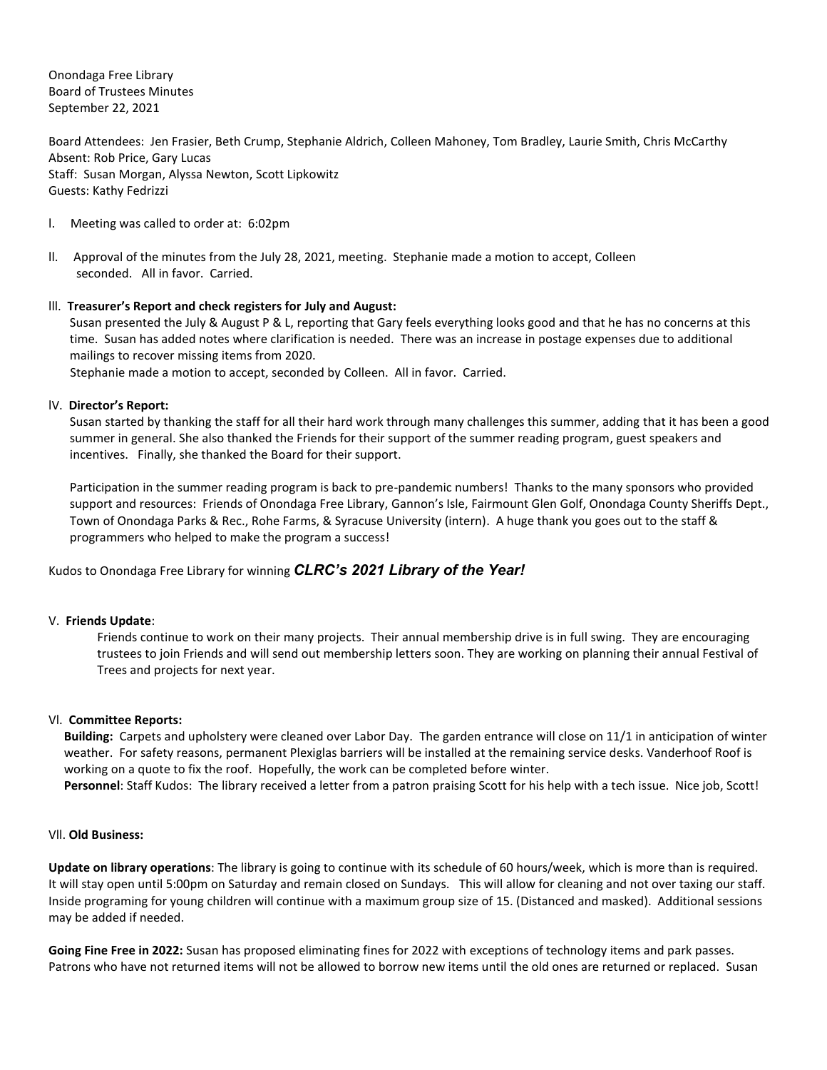Onondaga Free Library
Board of Trustees Minutes
September 22, 2021

Board Attendees: Jen Frasier, Beth Crump, Stephanie Aldrich, Colleen Mahoney, Tom Bradley, Laurie Smith, Chris McCarthy
Absent: Rob Price, Gary Lucas
Staff: Susan Morgan, Alyssa Newton, Scott Lipkowitz
Guests: Kathy Fedrizzi

I. Meeting was called to order at: 6:02pm

II. Approval of the minutes from the July 28, 2021, meeting. Stephanie made a motion to accept, Colleen seconded. All in favor. Carried.

III. **Treasurer's Report and check registers for July and August:**
Susan presented the July & August P & L, reporting that Gary feels everything looks good and that he has no concerns at this time. Susan has added notes where clarification is needed. There was an increase in postage expenses due to additional mailings to recover missing items from 2020.
Stephanie made a motion to accept, seconded by Colleen. All in favor. Carried.

IV. **Director's Report:**
Susan started by thanking the staff for all their hard work through many challenges this summer, adding that it has been a good summer in general. She also thanked the Friends for their support of the summer reading program, guest speakers and incentives. Finally, she thanked the Board for their support.

Participation in the summer reading program is back to pre-pandemic numbers! Thanks to the many sponsors who provided support and resources: Friends of Onondaga Free Library, Gannon's Isle, Fairmount Glen Golf, Onondaga County Sheriffs Dept., Town of Onondaga Parks & Rec., Rohe Farms, & Syracuse University (intern). A huge thank you goes out to the staff & programmers who helped to make the program a success!

Kudos to Onondaga Free Library for winning ***CLRC's 2021 Library of the Year!***

V. **Friends Update**:
Friends continue to work on their many projects. Their annual membership drive is in full swing. They are encouraging trustees to join Friends and will send out membership letters soon. They are working on planning their annual Festival of Trees and projects for next year.

VI. **Committee Reports:**
**Building:** Carpets and upholstery were cleaned over Labor Day. The garden entrance will close on 11/1 in anticipation of winter weather. For safety reasons, permanent Plexiglas barriers will be installed at the remaining service desks. Vanderhoof Roof is working on a quote to fix the roof. Hopefully, the work can be completed before winter.
**Personnel**: Staff Kudos: The library received a letter from a patron praising Scott for his help with a tech issue. Nice job, Scott!

VII. **Old Business:**

**Update on library operations**: The library is going to continue with its schedule of 60 hours/week, which is more than is required. It will stay open until 5:00pm on Saturday and remain closed on Sundays. This will allow for cleaning and not over taxing our staff. Inside programing for young children will continue with a maximum group size of 15. (Distanced and masked). Additional sessions may be added if needed.

**Going Fine Free in 2022:** Susan has proposed eliminating fines for 2022 with exceptions of technology items and park passes. Patrons who have not returned items will not be allowed to borrow new items until the old ones are returned or replaced. Susan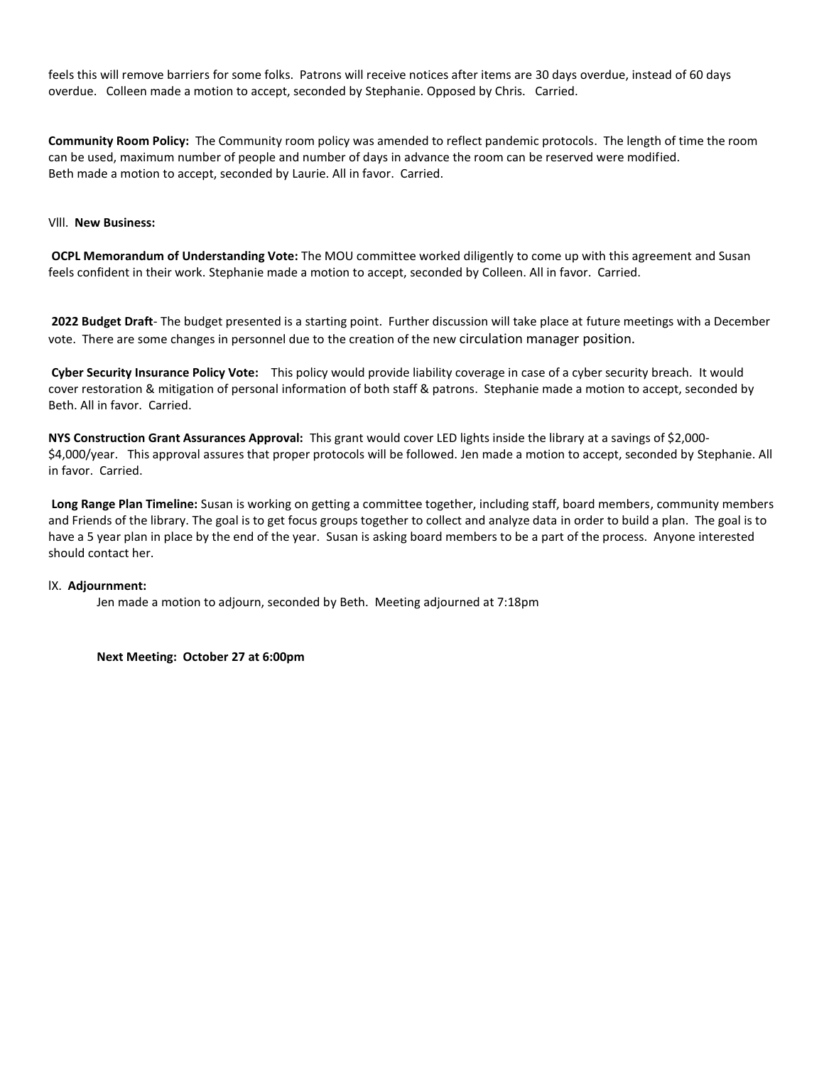feels this will remove barriers for some folks. Patrons will receive notices after items are 30 days overdue, instead of 60 days overdue. Colleen made a motion to accept, seconded by Stephanie. Opposed by Chris. Carried.

**Community Room Policy:** The Community room policy was amended to reflect pandemic protocols. The length of time the room can be used, maximum number of people and number of days in advance the room can be reserved were modified. Beth made a motion to accept, seconded by Laurie. All in favor. Carried.

VIII. **New Business:**

**OCPL Memorandum of Understanding Vote:** The MOU committee worked diligently to come up with this agreement and Susan feels confident in their work. Stephanie made a motion to accept, seconded by Colleen. All in favor. Carried.

**2022 Budget Draft**- The budget presented is a starting point. Further discussion will take place at future meetings with a December vote. There are some changes in personnel due to the creation of the new circulation manager position.

**Cyber Security Insurance Policy Vote:** This policy would provide liability coverage in case of a cyber security breach. It would cover restoration & mitigation of personal information of both staff & patrons. Stephanie made a motion to accept, seconded by Beth. All in favor. Carried.

**NYS Construction Grant Assurances Approval:** This grant would cover LED lights inside the library at a savings of $2,000-$4,000/year. This approval assures that proper protocols will be followed. Jen made a motion to accept, seconded by Stephanie. All in favor. Carried.

**Long Range Plan Timeline:** Susan is working on getting a committee together, including staff, board members, community members and Friends of the library. The goal is to get focus groups together to collect and analyze data in order to build a plan. The goal is to have a 5 year plan in place by the end of the year. Susan is asking board members to be a part of the process. Anyone interested should contact her.

IX. **Adjournment:**

Jen made a motion to adjourn, seconded by Beth. Meeting adjourned at 7:18pm

**Next Meeting: October 27 at 6:00pm**